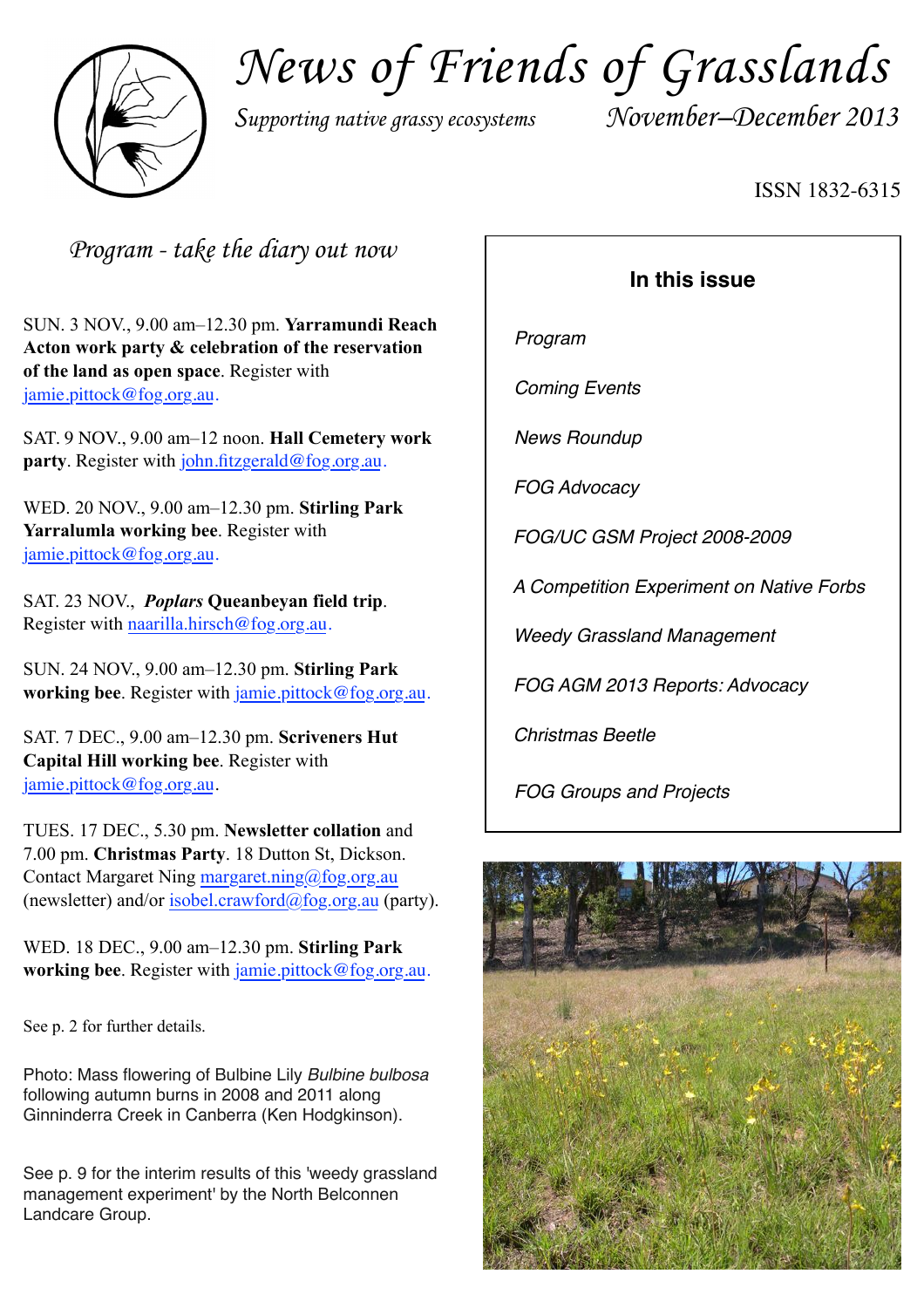# *News of Friends of Grasslands*

*Supporting native grassy ecosystems*

*November–December 2013*

ISSN 1832-6315

## *Program - take the diary out now*

SUN. 3 NOV., 9.00 am–12.30 pm. **Yarramundi Reach Acton work party & celebration of the reservation of the land as open space**. Register with jamie.pittock@fog.org.au.

SAT. 9 NOV., 9.00 am–12 noon. **Hall Cemetery work party**. Register with john.fitzgerald@fog.org.au.

WED. 20 NOV., 9.00 am–12.30 pm. **Stirling Park Yarralumla working bee**. Register with jamie.pittock@fog.org.au.

SAT. 23 NOV., ***Poplars* Queanbeyan field trip**. Register with naarilla.hirsch@fog.org.au.

SUN. 24 NOV., 9.00 am–12.30 pm. **Stirling Park working bee**. Register with jamie.pittock@fog.org.au.

SAT. 7 DEC., 9.00 am–12.30 pm. **Scriveners Hut Capital Hill working bee**. Register with jamie.pittock@fog.org.au.

TUES. 17 DEC., 5.30 pm. **Newsletter collation** and 7.00 pm. **Christmas Party**. 18 Dutton St, Dickson. Contact Margaret Ning margaret.ning@fog.org.au (newsletter) and/or isobel.crawford@fog.org.au (party).

WED. 18 DEC., 9.00 am–12.30 pm. **Stirling Park working bee**. Register with jamie.pittock@fog.org.au.

See p. 2 for further details.

Photo: Mass flowering of Bulbine Lily *Bulbine bulbosa* following autumn burns in 2008 and 2011 along Ginninderra Creek in Canberra (Ken Hodgkinson).

See p. 9 for the interim results of this 'weedy grassland management experiment' by the North Belconnen Landcare Group.

### In this issue

- *Program*
- *Coming Events*
- *News Roundup*
- *FOG Advocacy*
- *FOG/UC GSM Project 2008-2009*
- *A Competition Experiment on Native Forbs*
- *Weedy Grassland Management*
- *FOG AGM 2013 Reports: Advocacy*
- *Christmas Beetle*
- *FOG Groups and Projects*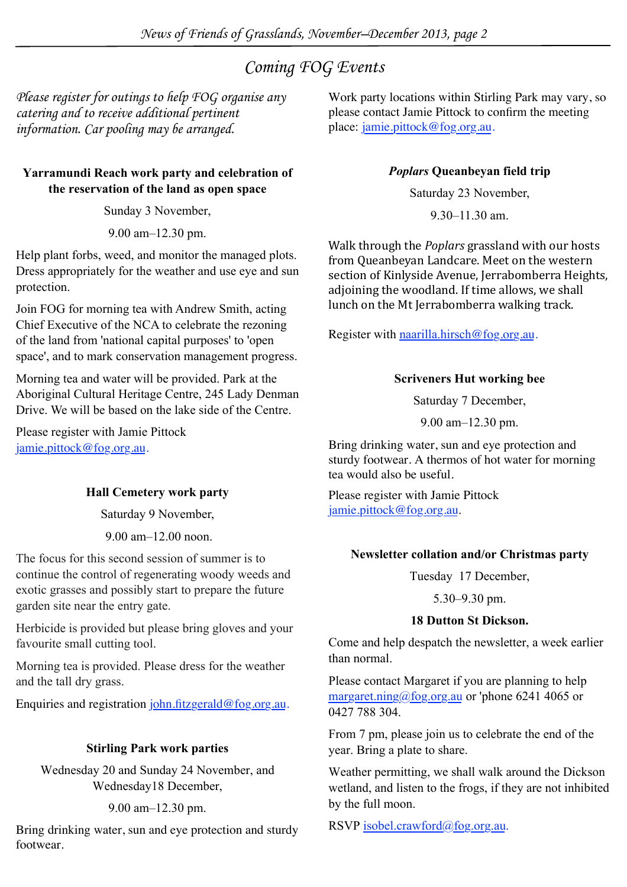# Coming FOG Events

*Please register for outings to help FOG organise any catering and to receive additional pertinent information. Car pooling may be arranged.*

### Yarramundi Reach work party and celebration of the reservation of the land as open space

Sunday 3 November,

9.00 am–12.30 pm.

Help plant forbs, weed, and monitor the managed plots. Dress appropriately for the weather and use eye and sun protection.

Join FOG for morning tea with Andrew Smith, acting Chief Executive of the NCA to celebrate the rezoning of the land from 'national capital purposes' to 'open space', and to mark conservation management progress.

Morning tea and water will be provided. Park at the Aboriginal Cultural Heritage Centre, 245 Lady Denman Drive. We will be based on the lake side of the Centre.

Please register with Jamie Pittock jamie.pittock@fog.org.au.

### Hall Cemetery work party

Saturday 9 November,

9.00 am–12.00 noon.

The focus for this second session of summer is to continue the control of regenerating woody weeds and exotic grasses and possibly start to prepare the future garden site near the entry gate.

Herbicide is provided but please bring gloves and your favourite small cutting tool.

Morning tea is provided. Please dress for the weather and the tall dry grass.

Enquiries and registration john.fitzgerald@fog.org.au.

### Stirling Park work parties

Wednesday 20 and Sunday 24 November, and Wednesday18 December,

9.00 am–12.30 pm.

Bring drinking water, sun and eye protection and sturdy footwear.

Work party locations within Stirling Park may vary, so please contact Jamie Pittock to confirm the meeting place: jamie.pittock@fog.org.au.

### *Poplars* Queanbeyan field trip

Saturday 23 November,

9.30–11.30 am.

Walk through the *Poplars* grassland with our hosts from Queanbeyan Landcare. Meet on the western section of Kinlyside Avenue, Jerrabomberra Heights, adjoining the woodland. If time allows, we shall lunch on the Mt Jerrabomberra walking track.

Register with naarilla.hirsch@fog.org.au.

### Scriveners Hut working bee

Saturday 7 December,

9.00 am–12.30 pm.

Bring drinking water, sun and eye protection and sturdy footwear. A thermos of hot water for morning tea would also be useful.

Please register with Jamie Pittock jamie.pittock@fog.org.au.

### Newsletter collation and/or Christmas party

Tuesday 17 December,

5.30–9.30 pm.

**18 Dutton St Dickson.**

Come and help despatch the newsletter, a week earlier than normal.

Please contact Margaret if you are planning to help margaret.ning@fog.org.au or 'phone 6241 4065 or 0427 788 304.

From 7 pm, please join us to celebrate the end of the year. Bring a plate to share.

Weather permitting, we shall walk around the Dickson wetland, and listen to the frogs, if they are not inhibited by the full moon.

RSVP isobel.crawford@fog.org.au.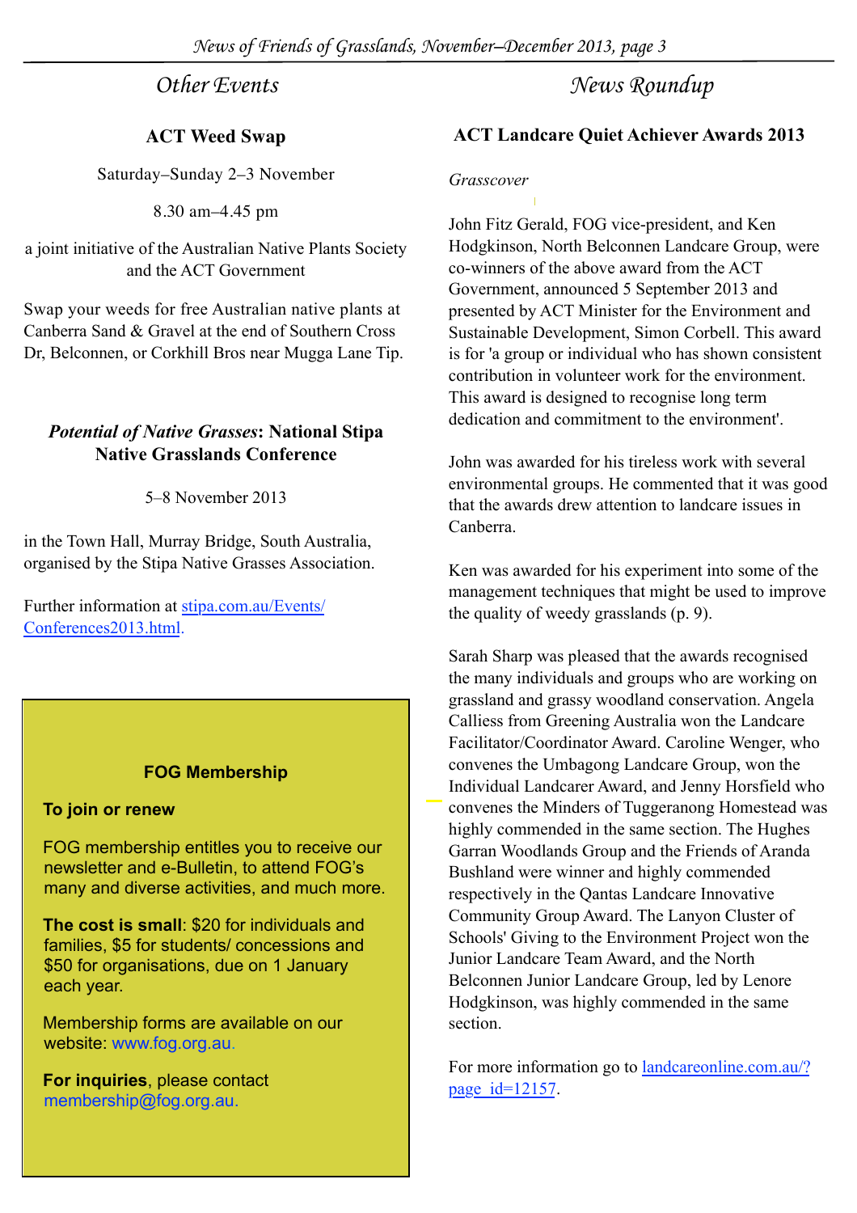## Other Events

### ACT Weed Swap

Saturday–Sunday 2–3 November

8.30 am–4.45 pm

a joint initiative of the Australian Native Plants Society and the ACT Government

Swap your weeds for free Australian native plants at Canberra Sand & Gravel at the end of Southern Cross Dr, Belconnen, or Corkhill Bros near Mugga Lane Tip.

### *Potential of Native Grasses*: National Stipa Native Grasslands Conference

5–8 November 2013

in the Town Hall, Murray Bridge, South Australia, organised by the Stipa Native Grasses Association.

Further information at stipa.com.au/Events/Conferences2013.html.

**FOG Membership**

**To join or renew**

FOG membership entitles you to receive our newsletter and e-Bulletin, to attend FOG's many and diverse activities, and much more.

**The cost is small**: $20 for individuals and families, $5 for students/ concessions and $50 for organisations, due on 1 January each year.

Membership forms are available on our website: www.fog.org.au.

**For inquiries**, please contact membership@fog.org.au.

## News Roundup

### ACT Landcare Quiet Achiever Awards 2013

*Grasscover*

John Fitz Gerald, FOG vice-president, and Ken Hodgkinson, North Belconnen Landcare Group, were co-winners of the above award from the ACT Government, announced 5 September 2013 and presented by ACT Minister for the Environment and Sustainable Development, Simon Corbell. This award is for 'a group or individual who has shown consistent contribution in volunteer work for the environment. This award is designed to recognise long term dedication and commitment to the environment'.

John was awarded for his tireless work with several environmental groups. He commented that it was good that the awards drew attention to landcare issues in Canberra.

Ken was awarded for his experiment into some of the management techniques that might be used to improve the quality of weedy grasslands (p. 9).

Sarah Sharp was pleased that the awards recognised the many individuals and groups who are working on grassland and grassy woodland conservation. Angela Calliess from Greening Australia won the Landcare Facilitator/Coordinator Award. Caroline Wenger, who convenes the Umbagong Landcare Group, won the Individual Landcarer Award, and Jenny Horsfield who convenes the Minders of Tuggeranong Homestead was highly commended in the same section. The Hughes Garran Woodlands Group and the Friends of Aranda Bushland were winner and highly commended respectively in the Qantas Landcare Innovative Community Group Award. The Lanyon Cluster of Schools' Giving to the Environment Project won the Junior Landcare Team Award, and the North Belconnen Junior Landcare Group, led by Lenore Hodgkinson, was highly commended in the same section.

For more information go to landcareonline.com.au/?page_id=12157.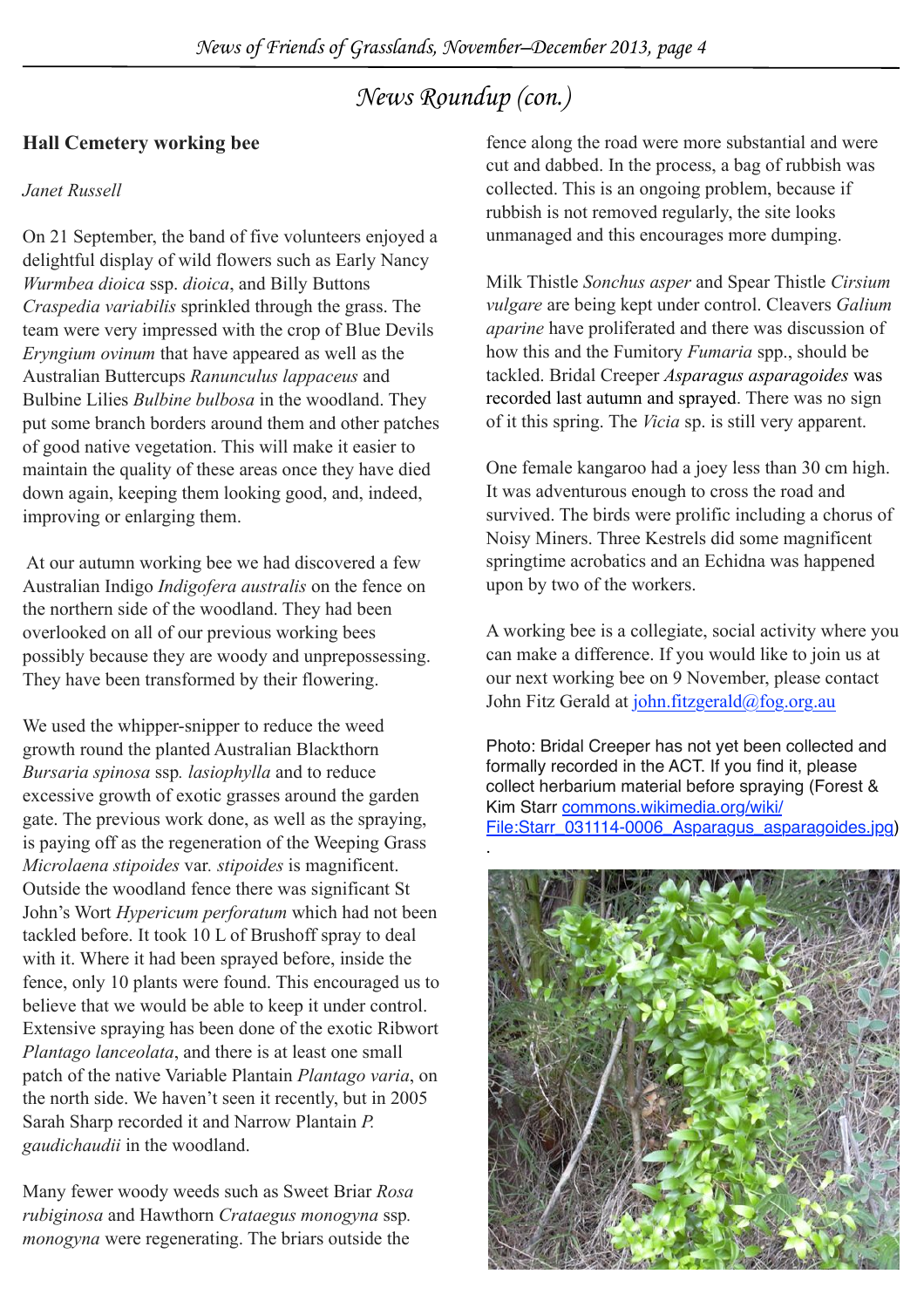# News Roundup (con.)

## Hall Cemetery working bee

*Janet Russell*

On 21 September, the band of five volunteers enjoyed a delightful display of wild flowers such as Early Nancy *Wurmbea dioica* ssp. *dioica*, and Billy Buttons *Craspedia variabilis* sprinkled through the grass. The team were very impressed with the crop of Blue Devils *Eryngium ovinum* that have appeared as well as the Australian Buttercups *Ranunculus lappaceus* and Bulbine Lilies *Bulbine bulbosa* in the woodland. They put some branch borders around them and other patches of good native vegetation. This will make it easier to maintain the quality of these areas once they have died down again, keeping them looking good, and, indeed, improving or enlarging them.

At our autumn working bee we had discovered a few Australian Indigo *Indigofera australis* on the fence on the northern side of the woodland. They had been overlooked on all of our previous working bees possibly because they are woody and unprepossessing. They have been transformed by their flowering.

We used the whipper-snipper to reduce the weed growth round the planted Australian Blackthorn *Bursaria spinosa* ssp*. lasiophylla* and to reduce excessive growth of exotic grasses around the garden gate. The previous work done, as well as the spraying, is paying off as the regeneration of the Weeping Grass *Microlaena stipoides* var*. stipoides* is magnificent. Outside the woodland fence there was significant St John's Wort *Hypericum perforatum* which had not been tackled before. It took 10 L of Brushoff spray to deal with it. Where it had been sprayed before, inside the fence, only 10 plants were found. This encouraged us to believe that we would be able to keep it under control. Extensive spraying has been done of the exotic Ribwort *Plantago lanceolata*, and there is at least one small patch of the native Variable Plantain *Plantago varia*, on the north side. We haven't seen it recently, but in 2005 Sarah Sharp recorded it and Narrow Plantain *P. gaudichaudii* in the woodland.

Many fewer woody weeds such as Sweet Briar *Rosa rubiginosa* and Hawthorn *Crataegus monogyna* ssp*. monogyna* were regenerating. The briars outside the fence along the road were more substantial and were cut and dabbed. In the process, a bag of rubbish was collected. This is an ongoing problem, because if rubbish is not removed regularly, the site looks unmanaged and this encourages more dumping.

Milk Thistle *Sonchus asper* and Spear Thistle *Cirsium vulgare* are being kept under control. Cleavers *Galium aparine* have proliferated and there was discussion of how this and the Fumitory *Fumaria* spp., should be tackled. Bridal Creeper *Asparagus asparagoides* was recorded last autumn and sprayed. There was no sign of it this spring. The *Vicia* sp. is still very apparent.

One female kangaroo had a joey less than 30 cm high. It was adventurous enough to cross the road and survived. The birds were prolific including a chorus of Noisy Miners. Three Kestrels did some magnificent springtime acrobatics and an Echidna was happened upon by two of the workers.

A working bee is a collegiate, social activity where you can make a difference. If you would like to join us at our next working bee on 9 November, please contact John Fitz Gerald at john.fitzgerald@fog.org.au

Photo: Bridal Creeper has not yet been collected and formally recorded in the ACT. If you find it, please collect herbarium material before spraying (Forest & Kim Starr commons.wikimedia.org/wiki/File:Starr_031114-0006_Asparagus_asparagoides.jpg).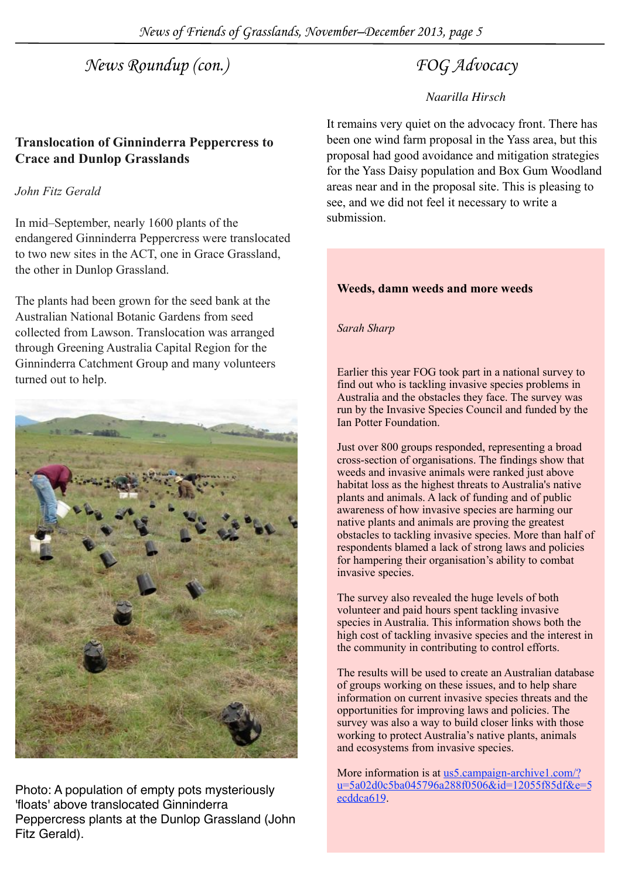# News Roundup (con.)

## Translocation of Ginninderra Peppercress to Crace and Dunlop Grasslands

*John Fitz Gerald*

In mid–September, nearly 1600 plants of the endangered Ginninderra Peppercress were translocated to two new sites in the ACT, one in Grace Grassland, the other in Dunlop Grassland.

The plants had been grown for the seed bank at the Australian National Botanic Gardens from seed collected from Lawson. Translocation was arranged through Greening Australia Capital Region for the Ginninderra Catchment Group and many volunteers turned out to help.

Photo: A population of empty pots mysteriously 'floats' above translocated Ginninderra Peppercress plants at the Dunlop Grassland (John Fitz Gerald).

# FOG Advocacy

*Naarilla Hirsch*

It remains very quiet on the advocacy front. There has been one wind farm proposal in the Yass area, but this proposal had good avoidance and mitigation strategies for the Yass Daisy population and Box Gum Woodland areas near and in the proposal site. This is pleasing to see, and we did not feel it necessary to write a submission.

## Weeds, damn weeds and more weeds

*Sarah Sharp*

Earlier this year FOG took part in a national survey to find out who is tackling invasive species problems in Australia and the obstacles they face. The survey was run by the Invasive Species Council and funded by the Ian Potter Foundation.

Just over 800 groups responded, representing a broad cross-section of organisations. The findings show that weeds and invasive animals were ranked just above habitat loss as the highest threats to Australia's native plants and animals. A lack of funding and of public awareness of how invasive species are harming our native plants and animals are proving the greatest obstacles to tackling invasive species. More than half of respondents blamed a lack of strong laws and policies for hampering their organisation's ability to combat invasive species.

The survey also revealed the huge levels of both volunteer and paid hours spent tackling invasive species in Australia. This information shows both the high cost of tackling invasive species and the interest in the community in contributing to control efforts.

The results will be used to create an Australian database of groups working on these issues, and to help share information on current invasive species threats and the opportunities for improving laws and policies. The survey was also a way to build closer links with those working to protect Australia's native plants, animals and ecosystems from invasive species.

More information is at [us5.campaign-archive1.com/?u=5a02d0c5ba045796a288f0506&id=12055f85df&e=5ecddca619](us5.campaign-archive1.com/?u=5a02d0c5ba045796a288f0506&id=12055f85df&e=5ecddca619).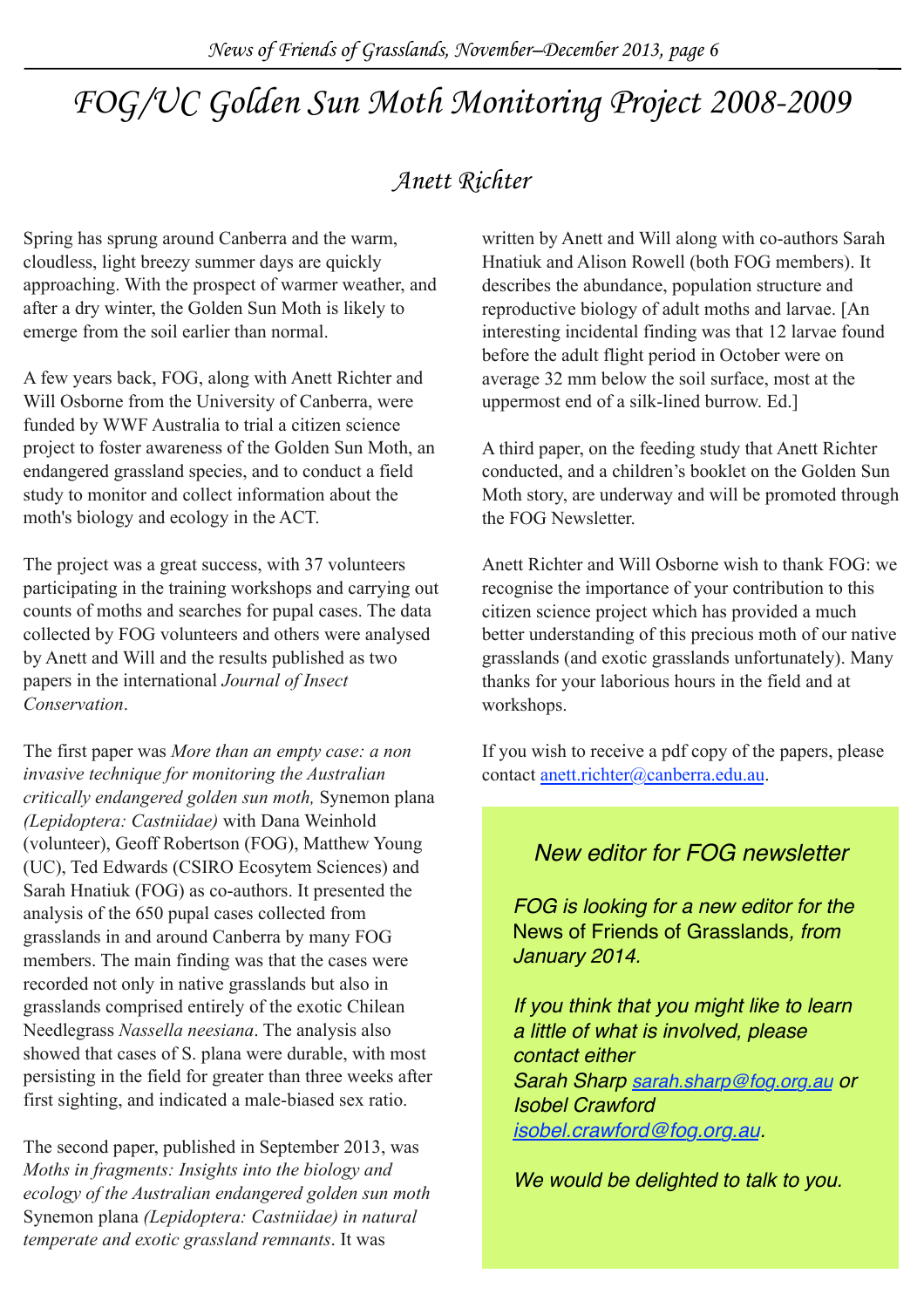# FOG/UC Golden Sun Moth Monitoring Project 2008-2009

## Anett Richter

Spring has sprung around Canberra and the warm, cloudless, light breezy summer days are quickly approaching. With the prospect of warmer weather, and after a dry winter, the Golden Sun Moth is likely to emerge from the soil earlier than normal.

A few years back, FOG, along with Anett Richter and Will Osborne from the University of Canberra, were funded by WWF Australia to trial a citizen science project to foster awareness of the Golden Sun Moth, an endangered grassland species, and to conduct a field study to monitor and collect information about the moth's biology and ecology in the ACT.

The project was a great success, with 37 volunteers participating in the training workshops and carrying out counts of moths and searches for pupal cases. The data collected by FOG volunteers and others were analysed by Anett and Will and the results published as two papers in the international *Journal of Insect Conservation*.

The first paper was *More than an empty case: a non invasive technique for monitoring the Australian critically endangered golden sun moth,* Synemon plana *(Lepidoptera: Castniidae)* with Dana Weinhold (volunteer), Geoff Robertson (FOG), Matthew Young (UC), Ted Edwards (CSIRO Ecosytem Sciences) and Sarah Hnatiuk (FOG) as co-authors. It presented the analysis of the 650 pupal cases collected from grasslands in and around Canberra by many FOG members. The main finding was that the cases were recorded not only in native grasslands but also in grasslands comprised entirely of the exotic Chilean Needlegrass *Nassella neesiana*. The analysis also showed that cases of S. plana were durable, with most persisting in the field for greater than three weeks after first sighting, and indicated a male-biased sex ratio.

The second paper, published in September 2013, was *Moths in fragments: Insights into the biology and ecology of the Australian endangered golden sun moth* Synemon plana *(Lepidoptera: Castniidae) in natural temperate and exotic grassland remnants*. It was written by Anett and Will along with co-authors Sarah Hnatiuk and Alison Rowell (both FOG members). It describes the abundance, population structure and reproductive biology of adult moths and larvae. [An interesting incidental finding was that 12 larvae found before the adult flight period in October were on average 32 mm below the soil surface, most at the uppermost end of a silk-lined burrow. Ed.]

A third paper, on the feeding study that Anett Richter conducted, and a children's booklet on the Golden Sun Moth story, are underway and will be promoted through the FOG Newsletter.

Anett Richter and Will Osborne wish to thank FOG: we recognise the importance of your contribution to this citizen science project which has provided a much better understanding of this precious moth of our native grasslands (and exotic grasslands unfortunately). Many thanks for your laborious hours in the field and at workshops.

If you wish to receive a pdf copy of the papers, please contact anett.richter@canberra.edu.au.

### New editor for FOG newsletter

*FOG is looking for a new editor for the* News of Friends of Grasslands*, from January 2014.*

*If you think that you might like to learn a little of what is involved, please contact either Sarah Sharp sarah.sharp@fog.org.au or Isobel Crawford isobel.crawford@fog.org.au.*

*We would be delighted to talk to you.*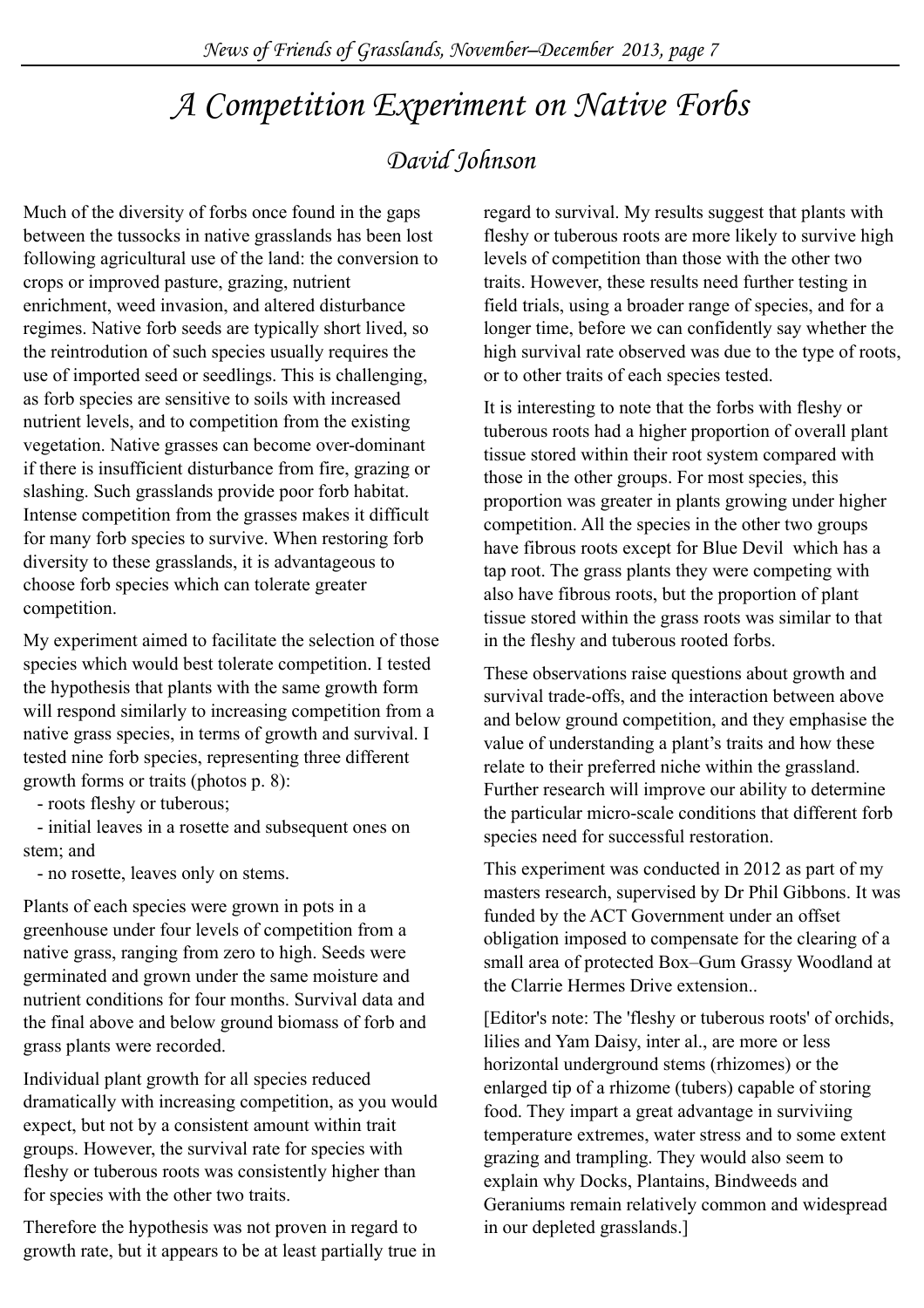# A Competition Experiment on Native Forbs

## David Johnson

Much of the diversity of forbs once found in the gaps between the tussocks in native grasslands has been lost following agricultural use of the land: the conversion to crops or improved pasture, grazing, nutrient enrichment, weed invasion, and altered disturbance regimes. Native forb seeds are typically short lived, so the reintrodution of such species usually requires the use of imported seed or seedlings. This is challenging, as forb species are sensitive to soils with increased nutrient levels, and to competition from the existing vegetation. Native grasses can become over-dominant if there is insufficient disturbance from fire, grazing or slashing. Such grasslands provide poor forb habitat. Intense competition from the grasses makes it difficult for many forb species to survive. When restoring forb diversity to these grasslands, it is advantageous to choose forb species which can tolerate greater competition.

My experiment aimed to facilitate the selection of those species which would best tolerate competition. I tested the hypothesis that plants with the same growth form will respond similarly to increasing competition from a native grass species, in terms of growth and survival. I tested nine forb species, representing three different growth forms or traits (photos p. 8):

- roots fleshy or tuberous;
- initial leaves in a rosette and subsequent ones on stem; and
- no rosette, leaves only on stems.

Plants of each species were grown in pots in a greenhouse under four levels of competition from a native grass, ranging from zero to high. Seeds were germinated and grown under the same moisture and nutrient conditions for four months. Survival data and the final above and below ground biomass of forb and grass plants were recorded.

Individual plant growth for all species reduced dramatically with increasing competition, as you would expect, but not by a consistent amount within trait groups. However, the survival rate for species with fleshy or tuberous roots was consistently higher than for species with the other two traits.

Therefore the hypothesis was not proven in regard to growth rate, but it appears to be at least partially true in regard to survival. My results suggest that plants with fleshy or tuberous roots are more likely to survive high levels of competition than those with the other two traits. However, these results need further testing in field trials, using a broader range of species, and for a longer time, before we can confidently say whether the high survival rate observed was due to the type of roots, or to other traits of each species tested.

It is interesting to note that the forbs with fleshy or tuberous roots had a higher proportion of overall plant tissue stored within their root system compared with those in the other groups. For most species, this proportion was greater in plants growing under higher competition. All the species in the other two groups have fibrous roots except for Blue Devil which has a tap root. The grass plants they were competing with also have fibrous roots, but the proportion of plant tissue stored within the grass roots was similar to that in the fleshy and tuberous rooted forbs.

These observations raise questions about growth and survival trade-offs, and the interaction between above and below ground competition, and they emphasise the value of understanding a plant's traits and how these relate to their preferred niche within the grassland. Further research will improve our ability to determine the particular micro-scale conditions that different forb species need for successful restoration.

This experiment was conducted in 2012 as part of my masters research, supervised by Dr Phil Gibbons. It was funded by the ACT Government under an offset obligation imposed to compensate for the clearing of a small area of protected Box–Gum Grassy Woodland at the Clarrie Hermes Drive extension..

[Editor's note: The 'fleshy or tuberous roots' of orchids, lilies and Yam Daisy, inter al., are more or less horizontal underground stems (rhizomes) or the enlarged tip of a rhizome (tubers) capable of storing food. They impart a great advantage in surviving temperature extremes, water stress and to some extent grazing and trampling. They would also seem to explain why Docks, Plantains, Bindweeds and Geraniums remain relatively common and widespread in our depleted grasslands.]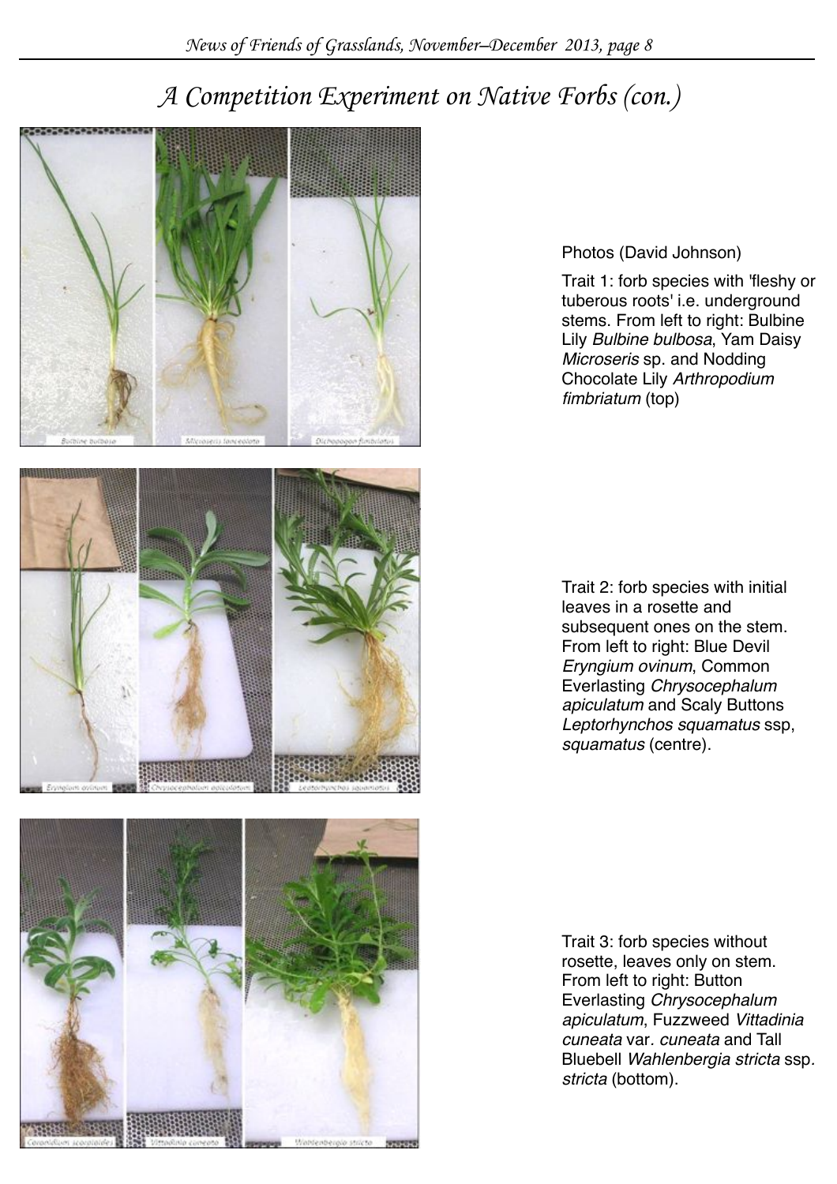# A Competition Experiment on Native Forbs (con.)

Photos (David Johnson)

Trait 1: forb species with 'fleshy or tuberous roots' i.e. underground stems. From left to right: Bulbine Lily *Bulbine bulbosa*, Yam Daisy *Microseris* sp. and Nodding Chocolate Lily *Arthropodium fimbriatum* (top)

Trait 2: forb species with initial leaves in a rosette and subsequent ones on the stem. From left to right: Blue Devil *Eryngium ovinum*, Common Everlasting *Chrysocephalum apiculatum* and Scaly Buttons *Leptorhynchos squamatus* ssp, *squamatus* (centre).

Trait 3: forb species without rosette, leaves only on stem. From left to right: Button Everlasting *Chrysocephalum apiculatum*, Fuzzweed *Vittadinia cuneata* var. *cuneata* and Tall Bluebell *Wahlenbergia stricta* ssp. *stricta* (bottom).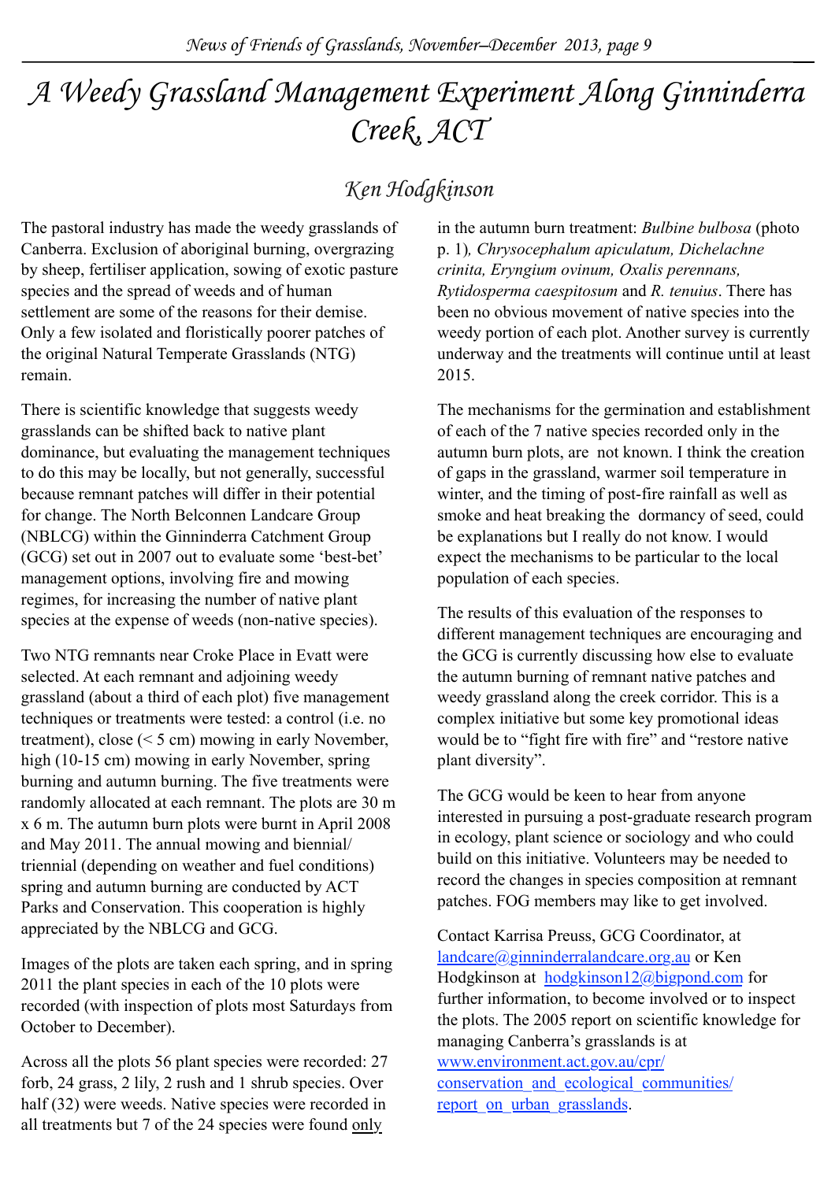# A Weedy Grassland Management Experiment Along Ginninderra Creek, ACT

## Ken Hodgkinson

The pastoral industry has made the weedy grasslands of Canberra. Exclusion of aboriginal burning, overgrazing by sheep, fertiliser application, sowing of exotic pasture species and the spread of weeds and of human settlement are some of the reasons for their demise. Only a few isolated and floristically poorer patches of the original Natural Temperate Grasslands (NTG) remain.

There is scientific knowledge that suggests weedy grasslands can be shifted back to native plant dominance, but evaluating the management techniques to do this may be locally, but not generally, successful because remnant patches will differ in their potential for change. The North Belconnen Landcare Group (NBLCG) within the Ginninderra Catchment Group (GCG) set out in 2007 out to evaluate some 'best-bet' management options, involving fire and mowing regimes, for increasing the number of native plant species at the expense of weeds (non-native species).

Two NTG remnants near Croke Place in Evatt were selected. At each remnant and adjoining weedy grassland (about a third of each plot) five management techniques or treatments were tested: a control (i.e. no treatment), close (< 5 cm) mowing in early November, high (10-15 cm) mowing in early November, spring burning and autumn burning. The five treatments were randomly allocated at each remnant. The plots are 30 m x 6 m. The autumn burn plots were burnt in April 2008 and May 2011. The annual mowing and biennial/triennial (depending on weather and fuel conditions) spring and autumn burning are conducted by ACT Parks and Conservation. This cooperation is highly appreciated by the NBLCG and GCG.

Images of the plots are taken each spring, and in spring 2011 the plant species in each of the 10 plots were recorded (with inspection of plots most Saturdays from October to December).

Across all the plots 56 plant species were recorded: 27 forb, 24 grass, 2 lily, 2 rush and 1 shrub species. Over half (32) were weeds. Native species were recorded in all treatments but 7 of the 24 species were found only in the autumn burn treatment: *Bulbine bulbosa* (photo p. 1), *Chrysocephalum apiculatum, Dichelachne crinita, Eryngium ovinum, Oxalis perennans, Rytidosperma caespitosum* and *R. tenuius*. There has been no obvious movement of native species into the weedy portion of each plot. Another survey is currently underway and the treatments will continue until at least 2015.

The mechanisms for the germination and establishment of each of the 7 native species recorded only in the autumn burn plots, are not known. I think the creation of gaps in the grassland, warmer soil temperature in winter, and the timing of post-fire rainfall as well as smoke and heat breaking the dormancy of seed, could be explanations but I really do not know. I would expect the mechanisms to be particular to the local population of each species.

The results of this evaluation of the responses to different management techniques are encouraging and the GCG is currently discussing how else to evaluate the autumn burning of remnant native patches and weedy grassland along the creek corridor. This is a complex initiative but some key promotional ideas would be to "fight fire with fire" and "restore native plant diversity".

The GCG would be keen to hear from anyone interested in pursuing a post-graduate research program in ecology, plant science or sociology and who could build on this initiative. Volunteers may be needed to record the changes in species composition at remnant patches. FOG members may like to get involved.

Contact Karrisa Preuss, GCG Coordinator, at landcare@ginninderralandcare.org.au or Ken Hodgkinson at hodgkinson12@bigpond.com for further information, to become involved or to inspect the plots. The 2005 report on scientific knowledge for managing Canberra's grasslands is at www.environment.act.gov.au/cpr/conservation_and_ecological_communities/report_on_urban_grasslands.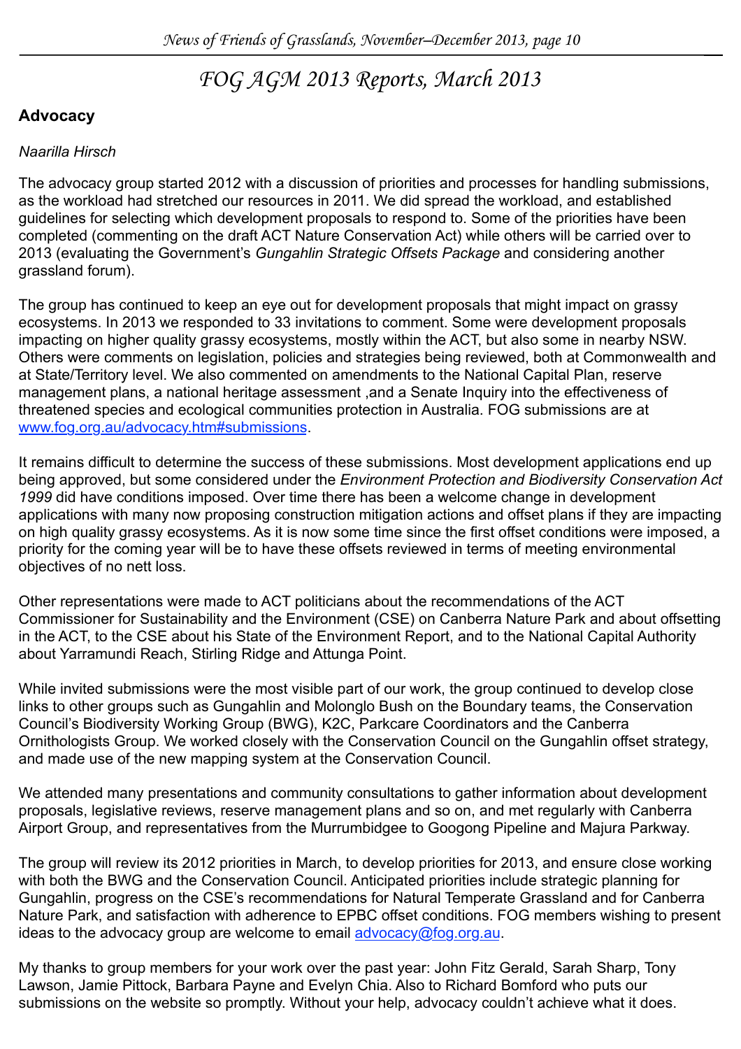# FOG AGM 2013 Reports, March 2013

## Advocacy

*Naarilla Hirsch*

The advocacy group started 2012 with a discussion of priorities and processes for handling submissions, as the workload had stretched our resources in 2011. We did spread the workload, and established guidelines for selecting which development proposals to respond to. Some of the priorities have been completed (commenting on the draft ACT Nature Conservation Act) while others will be carried over to 2013 (evaluating the Government's *Gungahlin Strategic Offsets Package* and considering another grassland forum).

The group has continued to keep an eye out for development proposals that might impact on grassy ecosystems. In 2013 we responded to 33 invitations to comment. Some were development proposals impacting on higher quality grassy ecosystems, mostly within the ACT, but also some in nearby NSW. Others were comments on legislation, policies and strategies being reviewed, both at Commonwealth and at State/Territory level. We also commented on amendments to the National Capital Plan, reserve management plans, a national heritage assessment ,and a Senate Inquiry into the effectiveness of threatened species and ecological communities protection in Australia. FOG submissions are at www.fog.org.au/advocacy.htm#submissions.

It remains difficult to determine the success of these submissions. Most development applications end up being approved, but some considered under the *Environment Protection and Biodiversity Conservation Act 1999* did have conditions imposed. Over time there has been a welcome change in development applications with many now proposing construction mitigation actions and offset plans if they are impacting on high quality grassy ecosystems. As it is now some time since the first offset conditions were imposed, a priority for the coming year will be to have these offsets reviewed in terms of meeting environmental objectives of no nett loss.

Other representations were made to ACT politicians about the recommendations of the ACT Commissioner for Sustainability and the Environment (CSE) on Canberra Nature Park and about offsetting in the ACT, to the CSE about his State of the Environment Report, and to the National Capital Authority about Yarramundi Reach, Stirling Ridge and Attunga Point.

While invited submissions were the most visible part of our work, the group continued to develop close links to other groups such as Gungahlin and Molonglo Bush on the Boundary teams, the Conservation Council's Biodiversity Working Group (BWG), K2C, Parkcare Coordinators and the Canberra Ornithologists Group. We worked closely with the Conservation Council on the Gungahlin offset strategy, and made use of the new mapping system at the Conservation Council.

We attended many presentations and community consultations to gather information about development proposals, legislative reviews, reserve management plans and so on, and met regularly with Canberra Airport Group, and representatives from the Murrumbidgee to Googong Pipeline and Majura Parkway.

The group will review its 2012 priorities in March, to develop priorities for 2013, and ensure close working with both the BWG and the Conservation Council. Anticipated priorities include strategic planning for Gungahlin, progress on the CSE's recommendations for Natural Temperate Grassland and for Canberra Nature Park, and satisfaction with adherence to EPBC offset conditions. FOG members wishing to present ideas to the advocacy group are welcome to email advocacy@fog.org.au.

My thanks to group members for your work over the past year: John Fitz Gerald, Sarah Sharp, Tony Lawson, Jamie Pittock, Barbara Payne and Evelyn Chia. Also to Richard Bomford who puts our submissions on the website so promptly. Without your help, advocacy couldn't achieve what it does.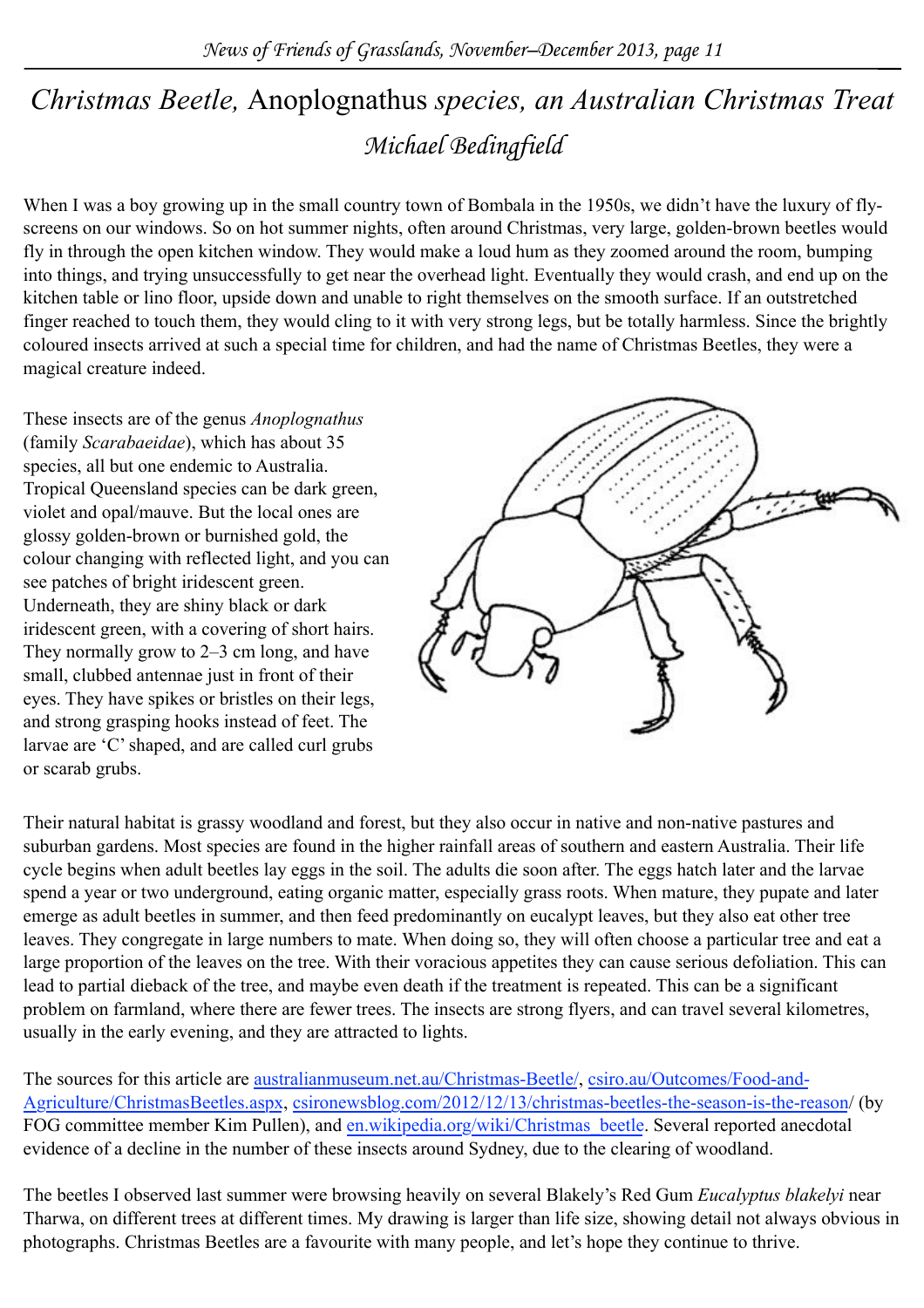# *Christmas Beetle,* Anoplognathus *species, an Australian Christmas Treat*

*Michael Bedingfield*

When I was a boy growing up in the small country town of Bombala in the 1950s, we didn't have the luxury of fly-screens on our windows. So on hot summer nights, often around Christmas, very large, golden-brown beetles would fly in through the open kitchen window. They would make a loud hum as they zoomed around the room, bumping into things, and trying unsuccessfully to get near the overhead light. Eventually they would crash, and end up on the kitchen table or lino floor, upside down and unable to right themselves on the smooth surface. If an outstretched finger reached to touch them, they would cling to it with very strong legs, but be totally harmless. Since the brightly coloured insects arrived at such a special time for children, and had the name of Christmas Beetles, they were a magical creature indeed.

These insects are of the genus *Anoplognathus* (family *Scarabaeidae*), which has about 35 species, all but one endemic to Australia. Tropical Queensland species can be dark green, violet and opal/mauve. But the local ones are glossy golden-brown or burnished gold, the colour changing with reflected light, and you can see patches of bright iridescent green. Underneath, they are shiny black or dark iridescent green, with a covering of short hairs. They normally grow to 2–3 cm long, and have small, clubbed antennae just in front of their eyes. They have spikes or bristles on their legs, and strong grasping hooks instead of feet. The larvae are 'C' shaped, and are called curl grubs or scarab grubs.

Their natural habitat is grassy woodland and forest, but they also occur in native and non-native pastures and suburban gardens. Most species are found in the higher rainfall areas of southern and eastern Australia. Their life cycle begins when adult beetles lay eggs in the soil. The adults die soon after. The eggs hatch later and the larvae spend a year or two underground, eating organic matter, especially grass roots. When mature, they pupate and later emerge as adult beetles in summer, and then feed predominantly on eucalypt leaves, but they also eat other tree leaves. They congregate in large numbers to mate. When doing so, they will often choose a particular tree and eat a large proportion of the leaves on the tree. With their voracious appetites they can cause serious defoliation. This can lead to partial dieback of the tree, and maybe even death if the treatment is repeated. This can be a significant problem on farmland, where there are fewer trees. The insects are strong flyers, and can travel several kilometres, usually in the early evening, and they are attracted to lights.

The sources for this article are australianmuseum.net.au/Christmas-Beetle/, csiro.au/Outcomes/Food-and-Agriculture/ChristmasBeetles.aspx, csironewsblog.com/2012/12/13/christmas-beetles-the-season-is-the-reason/ (by FOG committee member Kim Pullen), and en.wikipedia.org/wiki/Christmas_beetle. Several reported anecdotal evidence of a decline in the number of these insects around Sydney, due to the clearing of woodland.

The beetles I observed last summer were browsing heavily on several Blakely's Red Gum *Eucalyptus blakelyi* near Tharwa, on different trees at different times. My drawing is larger than life size, showing detail not always obvious in photographs. Christmas Beetles are a favourite with many people, and let's hope they continue to thrive.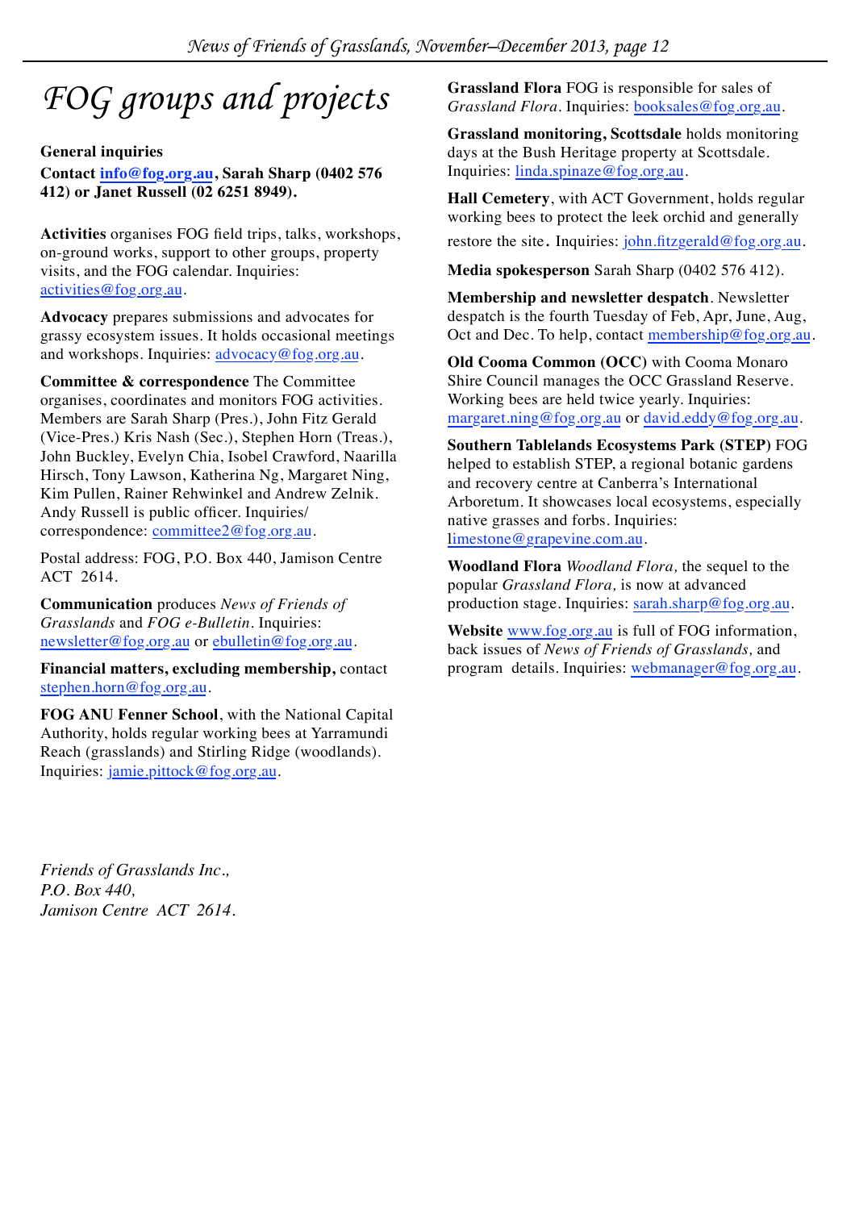# FOG groups and projects

**General inquiries**

**Contact info@fog.org.au, Sarah Sharp (0402 576 412) or Janet Russell (02 6251 8949).**

**Activities** organises FOG field trips, talks, workshops, on-ground works, support to other groups, property visits, and the FOG calendar. Inquiries: activities@fog.org.au.

**Advocacy** prepares submissions and advocates for grassy ecosystem issues. It holds occasional meetings and workshops. Inquiries: advocacy@fog.org.au.

**Committee & correspondence** The Committee organises, coordinates and monitors FOG activities. Members are Sarah Sharp (Pres.), John Fitz Gerald (Vice-Pres.) Kris Nash (Sec.), Stephen Horn (Treas.), John Buckley, Evelyn Chia, Isobel Crawford, Naarilla Hirsch, Tony Lawson, Katherina Ng, Margaret Ning, Kim Pullen, Rainer Rehwinkel and Andrew Zelnik. Andy Russell is public officer. Inquiries/correspondence: committee2@fog.org.au.

Postal address: FOG, P.O. Box 440, Jamison Centre ACT 2614.

**Communication** produces *News of Friends of Grasslands* and *FOG e-Bulletin*. Inquiries: newsletter@fog.org.au or ebulletin@fog.org.au.

**Financial matters, excluding membership,** contact stephen.horn@fog.org.au.

**FOG ANU Fenner School**, with the National Capital Authority, holds regular working bees at Yarramundi Reach (grasslands) and Stirling Ridge (woodlands). Inquiries: jamie.pittock@fog.org.au.

**Grassland Flora** FOG is responsible for sales of *Grassland Flora*. Inquiries: booksales@fog.org.au.

**Grassland monitoring, Scottsdale** holds monitoring days at the Bush Heritage property at Scottsdale. Inquiries: linda.spinaze@fog.org.au.

**Hall Cemetery**, with ACT Government, holds regular working bees to protect the leek orchid and generally restore the site. Inquiries: john.fitzgerald@fog.org.au.

**Media spokesperson** Sarah Sharp (0402 576 412).

**Membership and newsletter despatch**. Newsletter despatch is the fourth Tuesday of Feb, Apr, June, Aug, Oct and Dec. To help, contact membership@fog.org.au.

**Old Cooma Common (OCC)** with Cooma Monaro Shire Council manages the OCC Grassland Reserve. Working bees are held twice yearly. Inquiries: margaret.ning@fog.org.au or david.eddy@fog.org.au.

**Southern Tablelands Ecosystems Park (STEP)** FOG helped to establish STEP, a regional botanic gardens and recovery centre at Canberra's International Arboretum. It showcases local ecosystems, especially native grasses and forbs. Inquiries: limestone@grapevine.com.au.

**Woodland Flora** *Woodland Flora,* the sequel to the popular *Grassland Flora,* is now at advanced production stage. Inquiries: sarah.sharp@fog.org.au.

**Website** www.fog.org.au is full of FOG information, back issues of *News of Friends of Grasslands,* and program details. Inquiries: webmanager@fog.org.au.

*Friends of Grasslands Inc.,*
*P.O. Box 440,*
*Jamison Centre ACT 2614.*